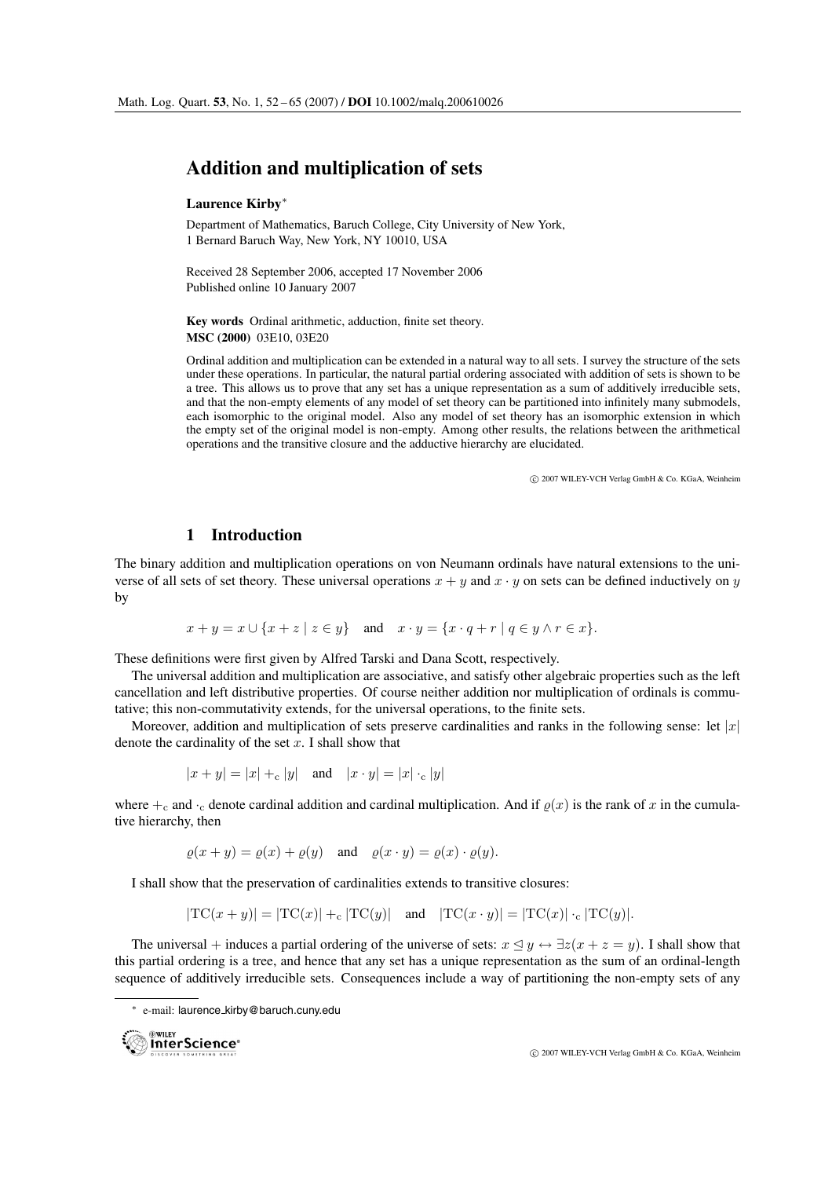# Addition and multiplication of sets

**Laurence Kirby**[*]

Department of Mathematics, Baruch College, City University of New York,
1 Bernard Baruch Way, New York, NY 10010, USA

Received 28 September 2006, accepted 17 November 2006
Published online 10 January 2007

**Key words** Ordinal arithmetic, adduction, finite set theory.
**MSC (2000)** 03E10, 03E20

Ordinal addition and multiplication can be extended in a natural way to all sets. I survey the structure of the sets under these operations. In particular, the natural partial ordering associated with addition of sets is shown to be a tree. This allows us to prove that any set has a unique representation as a sum of additively irreducible sets, and that the non-empty elements of any model of set theory can be partitioned into infinitely many submodels, each isomorphic to the original model. Also any model of set theory has an isomorphic extension in which the empty set of the original model is non-empty. Among other results, the relations between the arithmetical operations and the transitive closure and the adductive hierarchy are elucidated.

© 2007 WILEY-VCH Verlag GmbH & Co. KGaA, Weinheim

## 1 Introduction

The binary addition and multiplication operations on von Neumann ordinals have natural extensions to the universe of all sets of set theory. These universal operations $x + y$ and $x \cdot y$ on sets can be defined inductively on $y$ by

$$x + y = x \cup \{x + z \mid z \in y\} \quad \text{and} \quad x \cdot y = \{x \cdot q + r \mid q \in y \wedge r \in x\}.$$

These definitions were first given by Alfred Tarski and Dana Scott, respectively.

The universal addition and multiplication are associative, and satisfy other algebraic properties such as the left cancellation and left distributive properties. Of course neither addition nor multiplication of ordinals is commutative; this non-commutativity extends, for the universal operations, to the finite sets.

Moreover, addition and multiplication of sets preserve cardinalities and ranks in the following sense: let $|x|$ denote the cardinality of the set $x$. I shall show that

$$|x + y| = |x| +_{\mathrm{c}} |y| \quad \text{and} \quad |x \cdot y| = |x| \cdot_{\mathrm{c}} |y|$$

where $+_{\mathrm{c}}$ and $\cdot_{\mathrm{c}}$ denote cardinal addition and cardinal multiplication. And if $\varrho(x)$ is the rank of $x$ in the cumulative hierarchy, then

$$\varrho(x + y) = \varrho(x) + \varrho(y) \quad \text{and} \quad \varrho(x \cdot y) = \varrho(x) \cdot \varrho(y).$$

I shall show that the preservation of cardinalities extends to transitive closures:

$$|\mathrm{TC}(x + y)| = |\mathrm{TC}(x)| +_{\mathrm{c}} |\mathrm{TC}(y)| \quad \text{and} \quad |\mathrm{TC}(x \cdot y)| = |\mathrm{TC}(x)| \cdot_{\mathrm{c}} |\mathrm{TC}(y)|.$$

The universal $+$ induces a partial ordering of the universe of sets: $x \trianglelefteq y \leftrightarrow \exists z(x + z = y)$. I shall show that this partial ordering is a tree, and hence that any set has a unique representation as the sum of an ordinal-length sequence of additively irreducible sets. Consequences include a way of partitioning the non-empty sets of any

[*] e-mail: laurence_kirby@baruch.cuny.edu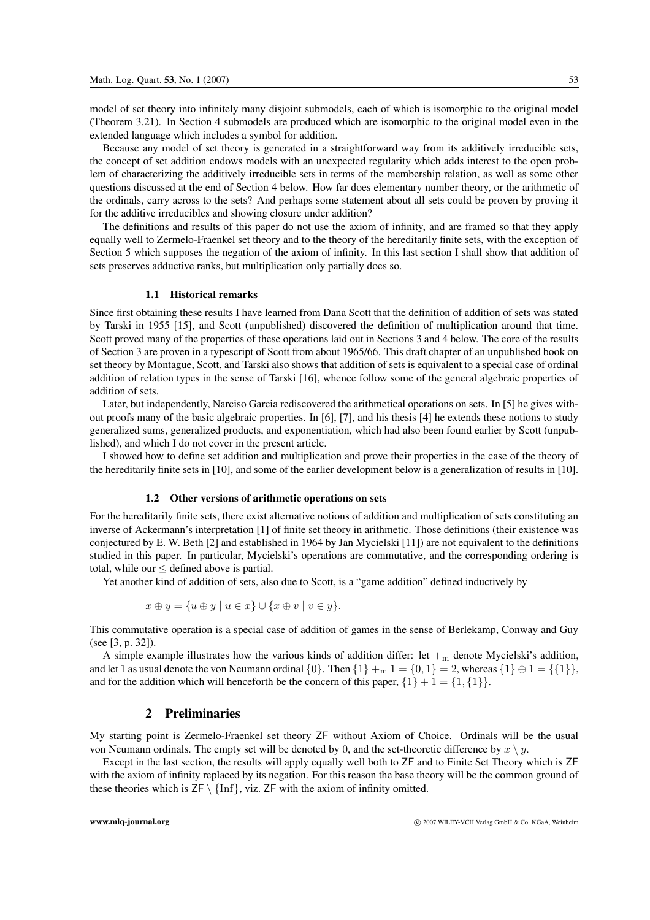model of set theory into infinitely many disjoint submodels, each of which is isomorphic to the original model (Theorem 3.21). In Section 4 submodels are produced which are isomorphic to the original model even in the extended language which includes a symbol for addition.

Because any model of set theory is generated in a straightforward way from its additively irreducible sets, the concept of set addition endows models with an unexpected regularity which adds interest to the open problem of characterizing the additively irreducible sets in terms of the membership relation, as well as some other questions discussed at the end of Section 4 below. How far does elementary number theory, or the arithmetic of the ordinals, carry across to the sets? And perhaps some statement about all sets could be proven by proving it for the additive irreducibles and showing closure under addition?

The definitions and results of this paper do not use the axiom of infinity, and are framed so that they apply equally well to Zermelo-Fraenkel set theory and to the theory of the hereditarily finite sets, with the exception of Section 5 which supposes the negation of the axiom of infinity. In this last section I shall show that addition of sets preserves adductive ranks, but multiplication only partially does so.

### 1.1 Historical remarks

Since first obtaining these results I have learned from Dana Scott that the definition of addition of sets was stated by Tarski in 1955 [15], and Scott (unpublished) discovered the definition of multiplication around that time. Scott proved many of the properties of these operations laid out in Sections 3 and 4 below. The core of the results of Section 3 are proven in a typescript of Scott from about 1965/66. This draft chapter of an unpublished book on set theory by Montague, Scott, and Tarski also shows that addition of sets is equivalent to a special case of ordinal addition of relation types in the sense of Tarski [16], whence follow some of the general algebraic properties of addition of sets.

Later, but independently, Narciso Garcia rediscovered the arithmetical operations on sets. In [5] he gives without proofs many of the basic algebraic properties. In [6], [7], and his thesis [4] he extends these notions to study generalized sums, generalized products, and exponentiation, which had also been found earlier by Scott (unpublished), and which I do not cover in the present article.

I showed how to define set addition and multiplication and prove their properties in the case of the theory of the hereditarily finite sets in [10], and some of the earlier development below is a generalization of results in [10].

### 1.2 Other versions of arithmetic operations on sets

For the hereditarily finite sets, there exist alternative notions of addition and multiplication of sets constituting an inverse of Ackermann's interpretation [1] of finite set theory in arithmetic. Those definitions (their existence was conjectured by E. W. Beth [2] and established in 1964 by Jan Mycielski [11]) are not equivalent to the definitions studied in this paper. In particular, Mycielski's operations are commutative, and the corresponding ordering is total, while our $\trianglelefteq$ defined above is partial.

Yet another kind of addition of sets, also due to Scott, is a "game addition" defined inductively by

$$x \oplus y = \{u \oplus y \mid u \in x\} \cup \{x \oplus v \mid v \in y\}.$$

This commutative operation is a special case of addition of games in the sense of Berlekamp, Conway and Guy (see [3, p. 32]).

A simple example illustrates how the various kinds of addition differ: let $+_{\mathrm{m}}$ denote Mycielski's addition, and let 1 as usual denote the von Neumann ordinal $\{0\}$. Then $\{1\} +_{\mathrm{m}} 1 = \{0, 1\} = 2$, whereas $\{1\} \oplus 1 = \{\{1\}\}$, and for the addition which will henceforth be the concern of this paper, $\{1\} + 1 = \{1, \{1\}\}$.

## 2 Preliminaries

My starting point is Zermelo-Fraenkel set theory ZF without Axiom of Choice. Ordinals will be the usual von Neumann ordinals. The empty set will be denoted by 0, and the set-theoretic difference by $x \setminus y$.

Except in the last section, the results will apply equally well both to ZF and to Finite Set Theory which is ZF with the axiom of infinity replaced by its negation. For this reason the base theory will be the common ground of these theories which is $\mathsf{ZF} \setminus \{\mathrm{Inf}\}$, viz. ZF with the axiom of infinity omitted.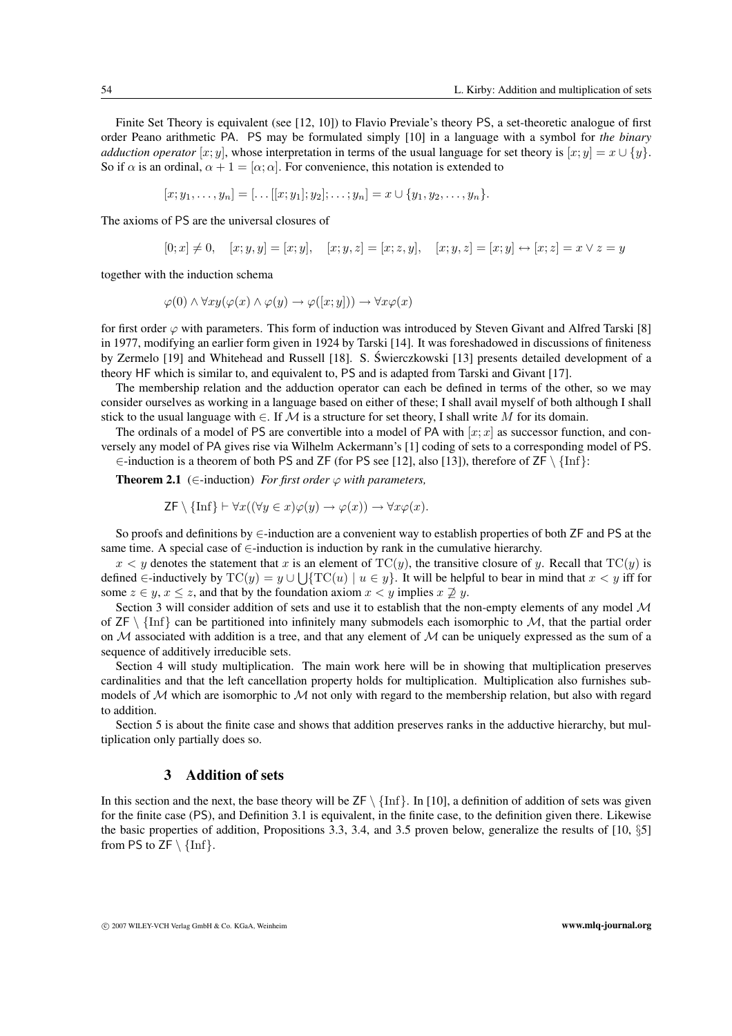Finite Set Theory is equivalent (see [12, 10]) to Flavio Previale's theory PS, a set-theoretic analogue of first order Peano arithmetic PA. PS may be formulated simply [10] in a language with a symbol for *the binary adduction operator* $[x; y]$, whose interpretation in terms of the usual language for set theory is $[x; y] = x \cup \{y\}$. So if $\alpha$ is an ordinal, $\alpha + 1 = [\alpha; \alpha]$. For convenience, this notation is extended to

$$[x; y_1, \ldots, y_n] = [\ldots[[x; y_1]; y_2]; \ldots; y_n] = x \cup \{y_1, y_2, \ldots, y_n\}.$$

The axioms of PS are the universal closures of

$$[0; x] \neq 0, \quad [x; y, y] = [x; y], \quad [x; y, z] = [x; z, y], \quad [x; y, z] = [x; y] \leftrightarrow [x; z] = x \vee z = y$$

together with the induction schema

$$\varphi(0) \wedge \forall xy(\varphi(x) \wedge \varphi(y) \to \varphi([x; y])) \to \forall x \varphi(x)$$

for first order $\varphi$ with parameters. This form of induction was introduced by Steven Givant and Alfred Tarski [8] in 1977, modifying an earlier form given in 1924 by Tarski [14]. It was foreshadowed in discussions of finiteness by Zermelo [19] and Whitehead and Russell [18]. S. Świerczkowski [13] presents detailed development of a theory HF which is similar to, and equivalent to, PS and is adapted from Tarski and Givant [17].

The membership relation and the adduction operator can each be defined in terms of the other, so we may consider ourselves as working in a language based on either of these; I shall avail myself of both although I shall stick to the usual language with $\in$. If $\mathcal{M}$ is a structure for set theory, I shall write $M$ for its domain.

The ordinals of a model of PS are convertible into a model of PA with $[x; x]$ as successor function, and conversely any model of PA gives rise via Wilhelm Ackermann's [1] coding of sets to a corresponding model of PS.

$\in$-induction is a theorem of both PS and ZF (for PS see [12], also [13]), therefore of $\mathsf{ZF} \setminus \{\mathrm{Inf}\}$:

**Theorem 2.1** ($\in$-induction) *For first order $\varphi$ with parameters,*

$$\mathsf{ZF} \setminus \{\mathrm{Inf}\} \vdash \forall x((\forall y \in x)\varphi(y) \to \varphi(x)) \to \forall x \varphi(x).$$

So proofs and definitions by $\in$-induction are a convenient way to establish properties of both ZF and PS at the same time. A special case of $\in$-induction is induction by rank in the cumulative hierarchy.

$x < y$ denotes the statement that $x$ is an element of $\mathrm{TC}(y)$, the transitive closure of $y$. Recall that $\mathrm{TC}(y)$ is defined $\in$-inductively by $\mathrm{TC}(y) = y \cup \bigcup\{\mathrm{TC}(u) \mid u \in y\}$. It will be helpful to bear in mind that $x < y$ iff for some $z \in y$, $x \leq z$, and that by the foundation axiom $x < y$ implies $x \not\supseteq y$.

Section 3 will consider addition of sets and use it to establish that the non-empty elements of any model $\mathcal{M}$ of $\mathsf{ZF} \setminus \{\mathrm{Inf}\}$ can be partitioned into infinitely many submodels each isomorphic to $\mathcal{M}$, that the partial order on $\mathcal{M}$ associated with addition is a tree, and that any element of $\mathcal{M}$ can be uniquely expressed as the sum of a sequence of additively irreducible sets.

Section 4 will study multiplication. The main work here will be in showing that multiplication preserves cardinalities and that the left cancellation property holds for multiplication. Multiplication also furnishes submodels of $\mathcal{M}$ which are isomorphic to $\mathcal{M}$ not only with regard to the membership relation, but also with regard to addition.

Section 5 is about the finite case and shows that addition preserves ranks in the adductive hierarchy, but multiplication only partially does so.

## 3 Addition of sets

In this section and the next, the base theory will be $\mathsf{ZF} \setminus \{\mathrm{Inf}\}$. In [10], a definition of addition of sets was given for the finite case (PS), and Definition 3.1 is equivalent, in the finite case, to the definition given there. Likewise the basic properties of addition, Propositions 3.3, 3.4, and 3.5 proven below, generalize the results of [10, §5] from PS to $\mathsf{ZF} \setminus \{\mathrm{Inf}\}$.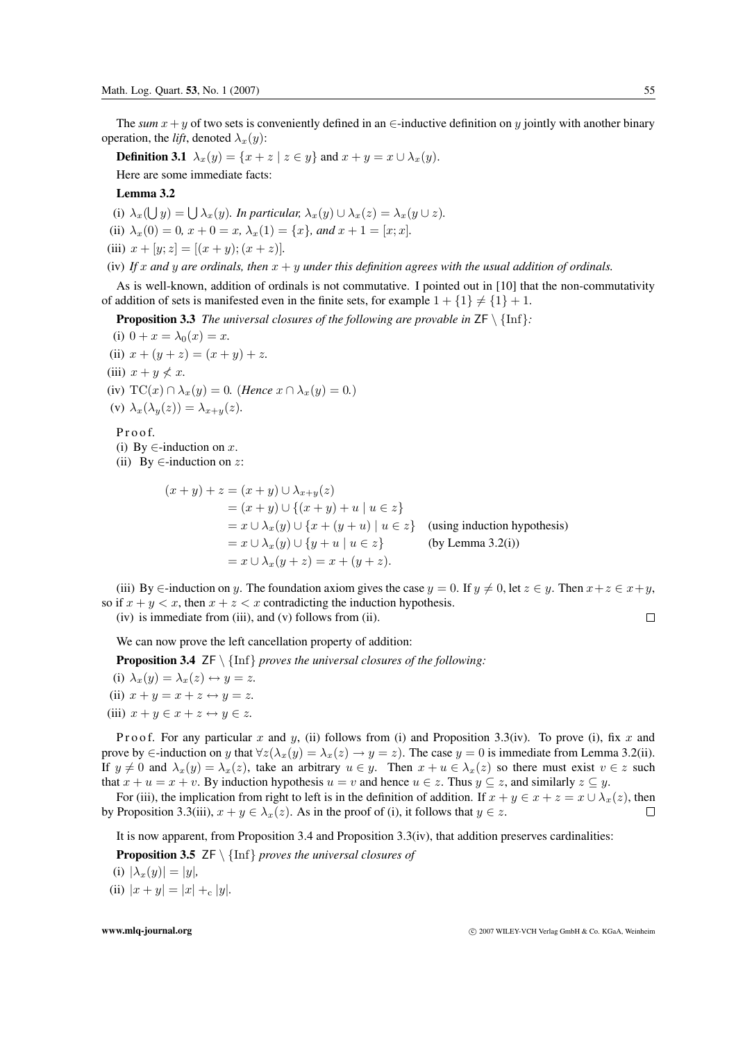The *sum* $x + y$ of two sets is conveniently defined in an $\in$-inductive definition on $y$ jointly with another binary operation, the *lift*, denoted $\lambda_x(y)$:

**Definition 3.1** $\lambda_x(y) = \{x + z \mid z \in y\}$ and $x + y = x \cup \lambda_x(y)$.

Here are some immediate facts:

**Lemma 3.2**

(i) $\lambda_x(\bigcup y) = \bigcup \lambda_x(y)$. *In particular,* $\lambda_x(y) \cup \lambda_x(z) = \lambda_x(y \cup z)$.

(ii) $\lambda_x(0) = 0$, $x + 0 = x$, $\lambda_x(1) = \{x\}$, *and* $x + 1 = [x; x]$.

(iii) $x + [y; z] = [(x + y); (x + z)]$.

(iv) *If* $x$ *and* $y$ *are ordinals, then* $x + y$ *under this definition agrees with the usual addition of ordinals.*

As is well-known, addition of ordinals is not commutative. I pointed out in [10] that the non-commutativity of addition of sets is manifested even in the finite sets, for example $1 + \{1\} \neq \{1\} + 1$.

**Proposition 3.3** *The universal closures of the following are provable in* $\mathsf{ZF} \setminus \{\mathrm{Inf}\}$*:*

(i) $0 + x = \lambda_0(x) = x$.

(ii) $x + (y + z) = (x + y) + z$.

(iii) $x + y \not< x$.

(iv) $\mathrm{TC}(x) \cap \lambda_x(y) = 0$. (*Hence* $x \cap \lambda_x(y) = 0$.)

(v) $\lambda_x(\lambda_y(z)) = \lambda_{x+y}(z)$.

Proof.

(i) By $\in$-induction on $x$.

(ii) By $\in$-induction on $z$:

$$
\begin{aligned}
(x + y) + z &= (x + y) \cup \lambda_{x+y}(z) \\
&= (x + y) \cup \{(x + y) + u \mid u \in z\} \\
&= x \cup \lambda_x(y) \cup \{x + (y + u) \mid u \in z\} \quad \text{(using induction hypothesis)} \\
&= x \cup \lambda_x(y) \cup \{y + u \mid u \in z\} \qquad \text{(by Lemma 3.2(i))} \\
&= x \cup \lambda_x(y + z) = x + (y + z).
\end{aligned}
$$

(iii) By $\in$-induction on $y$. The foundation axiom gives the case $y = 0$. If $y \neq 0$, let $z \in y$. Then $x + z \in x + y$, so if $x + y < x$, then $x + z < x$ contradicting the induction hypothesis.

(iv) is immediate from (iii), and (v) follows from (ii). □

We can now prove the left cancellation property of addition:

**Proposition 3.4** $\mathsf{ZF} \setminus \{\mathrm{Inf}\}$ *proves the universal closures of the following:*

(i) $\lambda_x(y) = \lambda_x(z) \leftrightarrow y = z$.

(ii) $x + y = x + z \leftrightarrow y = z$.

(iii) $x + y \in x + z \leftrightarrow y \in z$.

Proof. For any particular $x$ and $y$, (ii) follows from (i) and Proposition 3.3(iv). To prove (i), fix $x$ and prove by $\in$-induction on $y$ that $\forall z(\lambda_x(y) = \lambda_x(z) \to y = z)$. The case $y = 0$ is immediate from Lemma 3.2(ii). If $y \neq 0$ and $\lambda_x(y) = \lambda_x(z)$, take an arbitrary $u \in y$. Then $x + u \in \lambda_x(z)$ so there must exist $v \in z$ such that $x + u = x + v$. By induction hypothesis $u = v$ and hence $u \in z$. Thus $y \subseteq z$, and similarly $z \subseteq y$.

For (iii), the implication from right to left is in the definition of addition. If $x + y \in x + z = x \cup \lambda_x(z)$, then by Proposition 3.3(iii), $x + y \in \lambda_x(z)$. As in the proof of (i), it follows that $y \in z$. □

It is now apparent, from Proposition 3.4 and Proposition 3.3(iv), that addition preserves cardinalities:

**Proposition 3.5** $\mathsf{ZF} \setminus \{\mathrm{Inf}\}$ *proves the universal closures of*

(i) $|\lambda_x(y)| = |y|$,

(ii) $|x + y| = |x| +_{\mathrm{c}} |y|$.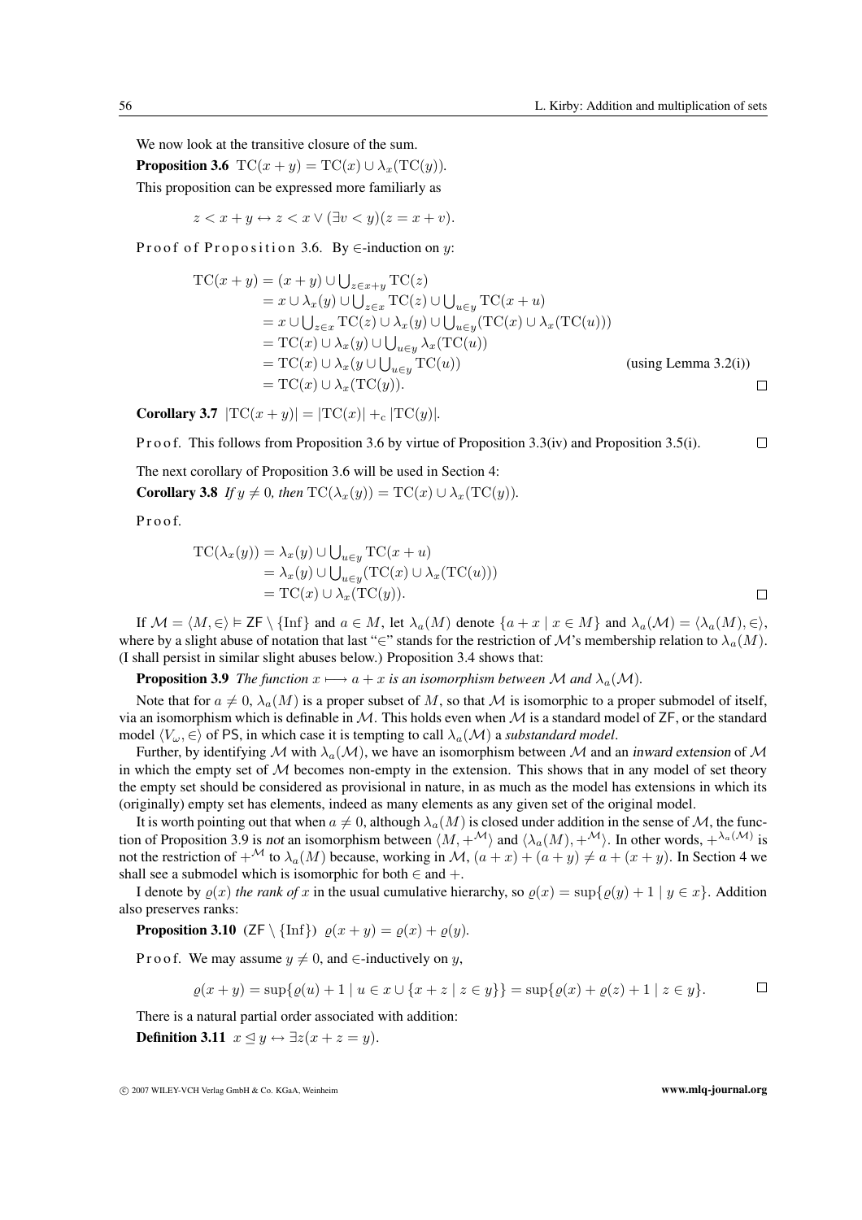We now look at the transitive closure of the sum.

**Proposition 3.6** $\mathrm{TC}(x + y) = \mathrm{TC}(x) \cup \lambda_x(\mathrm{TC}(y))$.

This proposition can be expressed more familiarly as

$$z < x + y \leftrightarrow z < x \vee (\exists v < y)(z = x + v).$$

Proof of Proposition 3.6. By $\in$-induction on $y$:

$$\begin{aligned}
\mathrm{TC}(x + y) &= (x + y) \cup \textstyle\bigcup_{z\in x+y} \mathrm{TC}(z) \\
&= x \cup \lambda_x(y) \cup \textstyle\bigcup_{z\in x} \mathrm{TC}(z) \cup \bigcup_{u\in y} \mathrm{TC}(x + u) \\
&= x \cup \textstyle\bigcup_{z\in x} \mathrm{TC}(z) \cup \lambda_x(y) \cup \bigcup_{u\in y}(\mathrm{TC}(x) \cup \lambda_x(\mathrm{TC}(u))) \\
&= \mathrm{TC}(x) \cup \lambda_x(y) \cup \textstyle\bigcup_{u\in y} \lambda_x(\mathrm{TC}(u)) \\
&= \mathrm{TC}(x) \cup \lambda_x(y \cup \textstyle\bigcup_{u\in y} \mathrm{TC}(u)) && \text{(using Lemma 3.2(i))} \\
&= \mathrm{TC}(x) \cup \lambda_x(\mathrm{TC}(y)).
\end{aligned}$$

□

**Corollary 3.7** $|\mathrm{TC}(x + y)| = |\mathrm{TC}(x)| +_{\mathrm{c}} |\mathrm{TC}(y)|$.

Proof. This follows from Proposition 3.6 by virtue of Proposition 3.3(iv) and Proposition 3.5(i). □

The next corollary of Proposition 3.6 will be used in Section 4:

**Corollary 3.8** *If $y \neq 0$, then $\mathrm{TC}(\lambda_x(y)) = \mathrm{TC}(x) \cup \lambda_x(\mathrm{TC}(y))$.*

Proof.

$$\begin{aligned}
\mathrm{TC}(\lambda_x(y)) &= \lambda_x(y) \cup \textstyle\bigcup_{u\in y} \mathrm{TC}(x + u) \\
&= \lambda_x(y) \cup \textstyle\bigcup_{u\in y}(\mathrm{TC}(x) \cup \lambda_x(\mathrm{TC}(u))) \\
&= \mathrm{TC}(x) \cup \lambda_x(\mathrm{TC}(y)).
\end{aligned}$$

□

If $\mathcal{M} = \langle M, \in\rangle \vDash \mathsf{ZF} \setminus \{\mathrm{Inf}\}$ and $a \in M$, let $\lambda_a(M)$ denote $\{a + x \mid x \in M\}$ and $\lambda_a(\mathcal{M}) = \langle \lambda_a(M), \in\rangle$, where by a slight abuse of notation that last "$\in$" stands for the restriction of $\mathcal{M}$'s membership relation to $\lambda_a(M)$. (I shall persist in similar slight abuses below.) Proposition 3.4 shows that:

**Proposition 3.9** *The function $x \longmapsto a + x$ is an isomorphism between $\mathcal{M}$ and $\lambda_a(\mathcal{M})$.*

Note that for $a \neq 0$, $\lambda_a(M)$ is a proper subset of $M$, so that $\mathcal{M}$ is isomorphic to a proper submodel of itself, via an isomorphism which is definable in $\mathcal{M}$. This holds even when $\mathcal{M}$ is a standard model of $\mathsf{ZF}$, or the standard model $\langle V_\omega, \in\rangle$ of $\mathsf{PS}$, in which case it is tempting to call $\lambda_a(\mathcal{M})$ a *substandard model*.

Further, by identifying $\mathcal{M}$ with $\lambda_a(\mathcal{M})$, we have an isomorphism between $\mathcal{M}$ and an *inward extension* of $\mathcal{M}$ in which the empty set of $\mathcal{M}$ becomes non-empty in the extension. This shows that in any model of set theory the empty set should be considered as provisional in nature, in as much as the model has extensions in which its (originally) empty set has elements, indeed as many elements as any given set of the original model.

It is worth pointing out that when $a \neq 0$, although $\lambda_a(M)$ is closed under addition in the sense of $\mathcal{M}$, the function of Proposition 3.9 is *not* an isomorphism between $\langle M, +^{\mathcal{M}}\rangle$ and $\langle \lambda_a(M), +^{\mathcal{M}}\rangle$. In other words, $+^{\lambda_a(\mathcal{M})}$ is not the restriction of $+^{\mathcal{M}}$ to $\lambda_a(M)$ because, working in $\mathcal{M}$, $(a + x) + (a + y) \neq a + (x + y)$. In Section 4 we shall see a submodel which is isomorphic for both $\in$ and $+$.

I denote by $\varrho(x)$ *the rank of* $x$ in the usual cumulative hierarchy, so $\varrho(x) = \sup\{\varrho(y) + 1 \mid y \in x\}$. Addition also preserves ranks:

**Proposition 3.10** ($\mathsf{ZF} \setminus \{\mathrm{Inf}\}$) $\varrho(x + y) = \varrho(x) + \varrho(y)$.

Proof. We may assume $y \neq 0$, and $\in$-inductively on $y$,

$$\varrho(x + y) = \sup\{\varrho(u) + 1 \mid u \in x \cup \{x + z \mid z \in y\}\} = \sup\{\varrho(x) + \varrho(z) + 1 \mid z \in y\}.$$

□

There is a natural partial order associated with addition:

**Definition 3.11** $x \trianglelefteq y \leftrightarrow \exists z(x + z = y)$.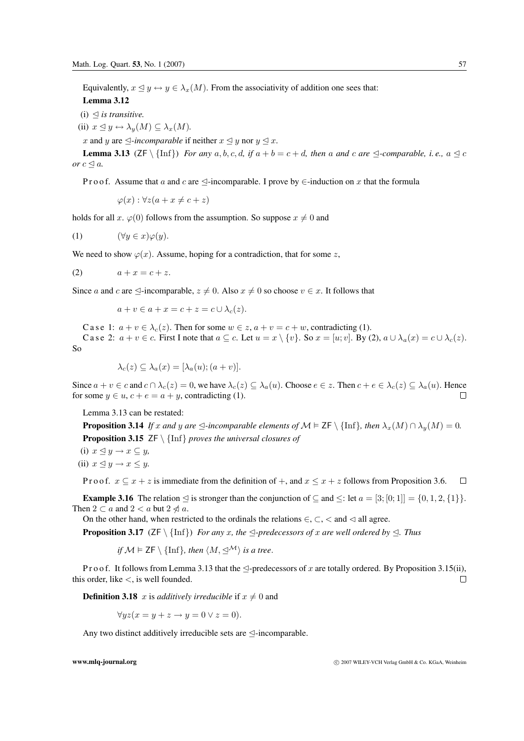Equivalently, $x \trianglelefteq y \leftrightarrow y \in \lambda_x(M)$. From the associativity of addition one sees that:

**Lemma 3.12**

(i) *$\trianglelefteq$ is transitive.*

(ii) $x \trianglelefteq y \leftrightarrow \lambda_y(M) \subseteq \lambda_x(M)$.

$x$ and $y$ are *$\trianglelefteq$-incomparable* if neither $x \trianglelefteq y$ nor $y \trianglelefteq x$.

**Lemma 3.13** ($\mathsf{ZF} \setminus \{\mathrm{Inf}\}$) *For any $a, b, c, d$, if $a + b = c + d$, then $a$ and $c$ are $\trianglelefteq$-comparable, i. e., $a \trianglelefteq c$ or $c \trianglelefteq a$.*

Proof. Assume that $a$ and $c$ are $\trianglelefteq$-incomparable. I prove by $\in$-induction on $x$ that the formula

$$\varphi(x) : \forall z(a + x \neq c + z)$$

holds for all $x$. $\varphi(0)$ follows from the assumption. So suppose $x \neq 0$ and

$$(1) \qquad (\forall y \in x)\varphi(y).$$

We need to show $\varphi(x)$. Assume, hoping for a contradiction, that for some $z$,

$$(2) \qquad a + x = c + z.$$

Since $a$ and $c$ are $\trianglelefteq$-incomparable, $z \neq 0$. Also $x \neq 0$ so choose $v \in x$. It follows that

$$a + v \in a + x = c + z = c \cup \lambda_c(z).$$

Case 1: $a + v \in \lambda_c(z)$. Then for some $w \in z$, $a + v = c + w$, contradicting (1).

Case 2: $a + v \in c$. First I note that $a \subseteq c$. Let $u = x \setminus \{v\}$. So $x = [u; v]$. By (2), $a \cup \lambda_a(x) = c \cup \lambda_c(z)$. So

$$\lambda_c(z) \subseteq \lambda_a(x) = [\lambda_a(u); (a + v)].$$

Since $a + v \in c$ and $c \cap \lambda_c(z) = 0$, we have $\lambda_c(z) \subseteq \lambda_a(u)$. Choose $e \in z$. Then $c + e \in \lambda_c(z) \subseteq \lambda_a(u)$. Hence for some $y \in u$, $c + e = a + y$, contradicting (1). $\square$

Lemma 3.13 can be restated:

**Proposition 3.14** *If $x$ and $y$ are $\trianglelefteq$-incomparable elements of $\mathcal{M} \models \mathsf{ZF} \setminus \{\mathrm{Inf}\}$, then $\lambda_x(M) \cap \lambda_y(M) = 0$.*

**Proposition 3.15** *$\mathsf{ZF} \setminus \{\mathrm{Inf}\}$ proves the universal closures of*

(i) $x \trianglelefteq y \to x \subseteq y$,

(ii) $x \trianglelefteq y \to x \leq y$.

Proof. $x \subseteq x + z$ is immediate from the definition of $+$, and $x \leq x + z$ follows from Proposition 3.6. $\square$

**Example 3.16** The relation $\trianglelefteq$ is stronger than the conjunction of $\subseteq$ and $\leq$: let $a = [3; [0; 1]] = \{0, 1, 2, \{1\}\}$. Then $2 \subset a$ and $2 < a$ but $2 \ntrianglelefteq a$.

On the other hand, when restricted to the ordinals the relations $\in$, $\subset$, $<$ and $\triangleleft$ all agree.

**Proposition 3.17** ($\mathsf{ZF} \setminus \{\mathrm{Inf}\}$) *For any $x$, the $\trianglelefteq$-predecessors of $x$ are well ordered by $\trianglelefteq$. Thus*

*if $\mathcal{M} \models \mathsf{ZF} \setminus \{\mathrm{Inf}\}$, then $\langle M, \trianglelefteq^{\mathcal{M}} \rangle$ is a tree.*

Proof. It follows from Lemma 3.13 that the $\trianglelefteq$-predecessors of $x$ are totally ordered. By Proposition 3.15(ii), this order, like $<$, is well founded. $\square$

**Definition 3.18** $x$ is *additively irreducible* if $x \neq 0$ and

$$\forall yz(x = y + z \to y = 0 \vee z = 0).$$

Any two distinct additively irreducible sets are $\trianglelefteq$-incomparable.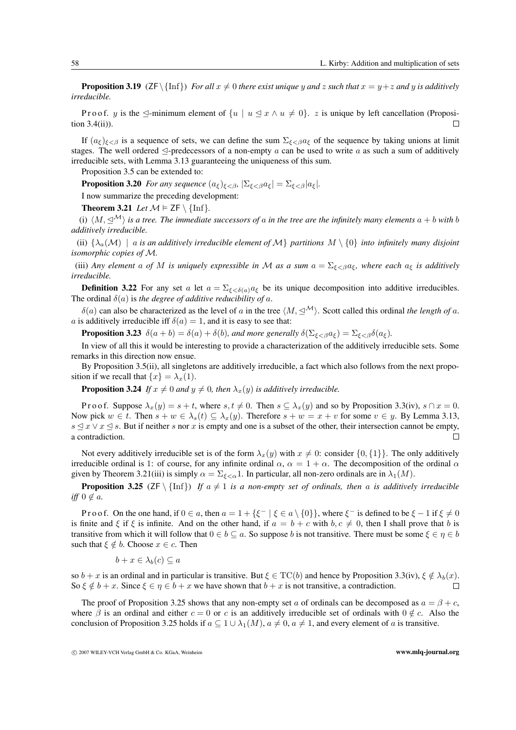**Proposition 3.19** ($\mathsf{ZF}\setminus\{\mathrm{Inf}\}$) *For all $x \neq 0$ there exist unique $y$ and $z$ such that $x = y + z$ and $y$ is additively irreducible.*

P r o o f. $y$ is the $\trianglelefteq$-minimum element of $\{u \mid u \trianglelefteq x \wedge u \neq 0\}$. $z$ is unique by left cancellation (Proposition 3.4(ii)). $\square$

If $(a_\xi)_{\xi<\beta}$ is a sequence of sets, we can define the sum $\Sigma_{\xi<\beta} a_\xi$ of the sequence by taking unions at limit stages. The well ordered $\trianglelefteq$-predecessors of a non-empty $a$ can be used to write $a$ as such a sum of additively irreducible sets, with Lemma 3.13 guaranteeing the uniqueness of this sum.

Proposition 3.5 can be extended to:

**Proposition 3.20** *For any sequence $(a_\xi)_{\xi<\beta}$, $|\Sigma_{\xi<\beta} a_\xi| = \Sigma_{\xi<\beta} |a_\xi|$.*

I now summarize the preceding development:

**Theorem 3.21** *Let $\mathcal{M} \vDash \mathsf{ZF}\setminus\{\mathrm{Inf}\}$.*

(i) *$\langle M, \trianglelefteq^{\mathcal{M}}\rangle$ is a tree. The immediate successors of $a$ in the tree are the infinitely many elements $a + b$ with $b$ additively irreducible.*

(ii) *$\{\lambda_a(\mathcal{M}) \mid a \text{ is an additively irreducible element of } \mathcal{M}\}$ partitions $M \setminus \{0\}$ into infinitely many disjoint isomorphic copies of $\mathcal{M}$.*

(iii) *Any element $a$ of $M$ is uniquely expressible in $\mathcal{M}$ as a sum $a = \Sigma_{\xi<\beta} a_\xi$, where each $a_\xi$ is additively irreducible.*

**Definition 3.22** For any set $a$ let $a = \Sigma_{\xi<\delta(a)} a_\xi$ be its unique decomposition into additive irreducibles. The ordinal $\delta(a)$ is *the degree of additive reducibility of $a$*.

$\delta(a)$ can also be characterized as the level of $a$ in the tree $\langle M, \trianglelefteq^{\mathcal{M}}\rangle$. Scott called this ordinal *the length of $a$*. $a$ is additively irreducible iff $\delta(a) = 1$, and it is easy to see that:

**Proposition 3.23** *$\delta(a + b) = \delta(a) + \delta(b)$, and more generally $\delta(\Sigma_{\xi<\beta} a_\xi) = \Sigma_{\xi<\beta} \delta(a_\xi)$.*

In view of all this it would be interesting to provide a characterization of the additively irreducible sets. Some remarks in this direction now ensue.

By Proposition 3.5(ii), all singletons are additively irreducible, a fact which also follows from the next proposition if we recall that $\{x\} = \lambda_x(1)$.

**Proposition 3.24** *If $x \neq 0$ and $y \neq 0$, then $\lambda_x(y)$ is additively irreducible.*

P r o o f. Suppose $\lambda_x(y) = s + t$, where $s, t \neq 0$. Then $s \subseteq \lambda_x(y)$ and so by Proposition 3.3(iv), $s \cap x = 0$. Now pick $w \in t$. Then $s + w \in \lambda_s(t) \subseteq \lambda_x(y)$. Therefore $s + w = x + v$ for some $v \in y$. By Lemma 3.13, $s \trianglelefteq x \vee x \trianglelefteq s$. But if neither $s$ nor $x$ is empty and one is a subset of the other, their intersection cannot be empty, a contradiction. $\square$

Not every additively irreducible set is of the form $\lambda_x(y)$ with $x \neq 0$: consider $\{0, \{1\}\}$. The only additively irreducible ordinal is 1: of course, for any infinite ordinal $\alpha$, $\alpha = 1 + \alpha$. The decomposition of the ordinal $\alpha$ given by Theorem 3.21(iii) is simply $\alpha = \Sigma_{\xi<\alpha} 1$. In particular, all non-zero ordinals are in $\lambda_1(M)$.

**Proposition 3.25** ($\mathsf{ZF}\setminus\{\mathrm{Inf}\}$) *If $a \neq 1$ is a non-empty set of ordinals, then $a$ is additively irreducible iff $0 \notin a$.*

P r o o f. On the one hand, if $0 \in a$, then $a = 1 + \{\xi^- \mid \xi \in a \setminus \{0\}\}$, where $\xi^-$ is defined to be $\xi - 1$ if $\xi \neq 0$ is finite and $\xi$ if $\xi$ is infinite. And on the other hand, if $a = b + c$ with $b, c \neq 0$, then I shall prove that $b$ is transitive from which it will follow that $0 \in b \subseteq a$. So suppose $b$ is not transitive. There must be some $\xi \in \eta \in b$ such that $\xi \notin b$. Choose $x \in c$. Then

$$b + x \in \lambda_b(c) \subseteq a$$

so $b + x$ is an ordinal and in particular is transitive. But $\xi \in \mathrm{TC}(b)$ and hence by Proposition 3.3(iv), $\xi \notin \lambda_b(x)$. So $\xi \notin b + x$. Since $\xi \in \eta \in b + x$ we have shown that $b + x$ is not transitive, a contradiction. $\square$

The proof of Proposition 3.25 shows that any non-empty set $a$ of ordinals can be decomposed as $a = \beta + c$, where $\beta$ is an ordinal and either $c = 0$ or $c$ is an additively irreducible set of ordinals with $0 \notin c$. Also the conclusion of Proposition 3.25 holds if $a \subseteq 1 \cup \lambda_1(M)$, $a \neq 0$, $a \neq 1$, and every element of $a$ is transitive.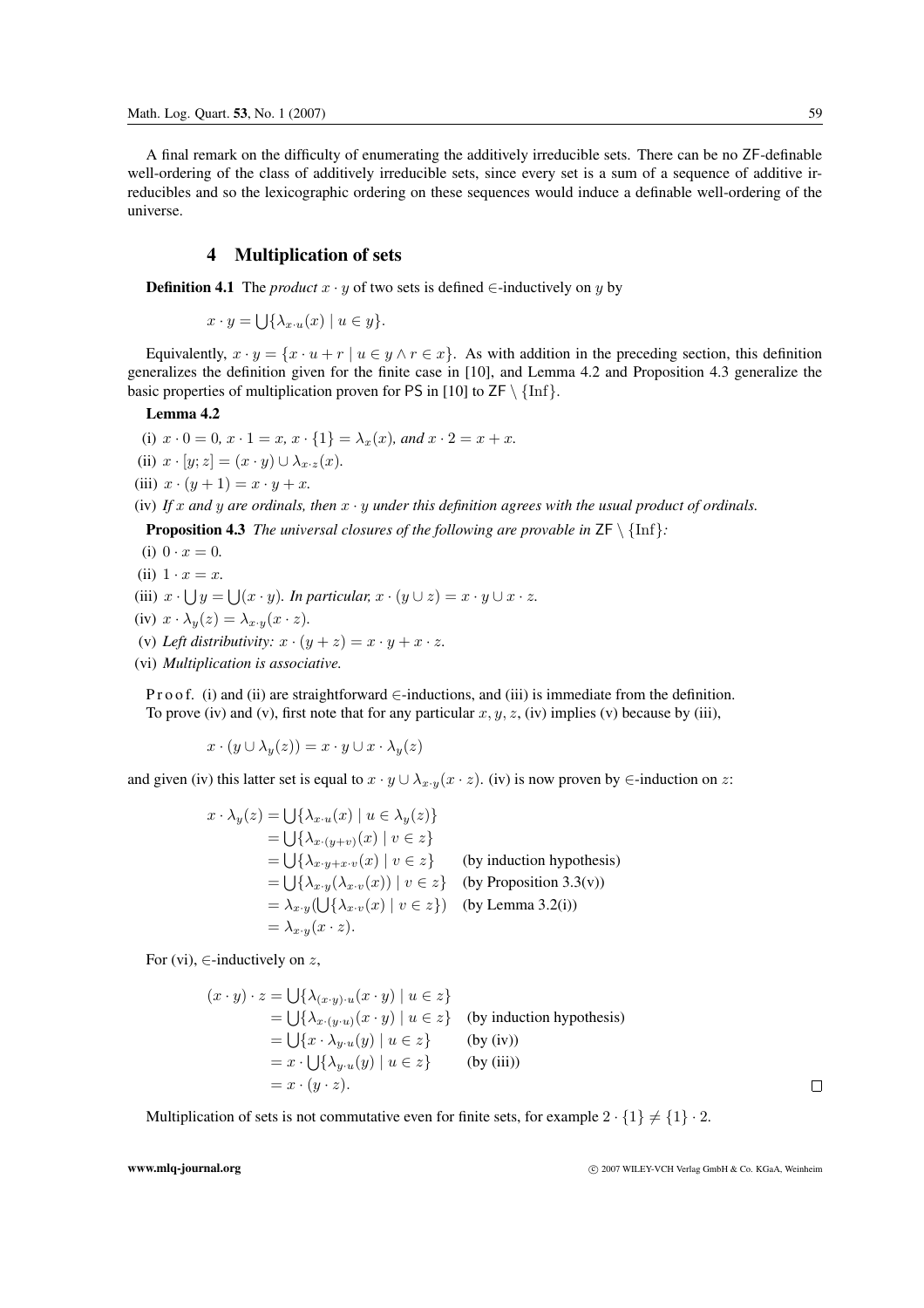A final remark on the difficulty of enumerating the additively irreducible sets. There can be no ZF-definable well-ordering of the class of additively irreducible sets, since every set is a sum of a sequence of additive irreducibles and so the lexicographic ordering on these sequences would induce a definable well-ordering of the universe.

## 4 Multiplication of sets

**Definition 4.1** The *product* $x \cdot y$ of two sets is defined $\in$-inductively on $y$ by

$$x \cdot y = \bigcup\{\lambda_{x \cdot u}(x) \mid u \in y\}.$$

Equivalently, $x \cdot y = \{x \cdot u + r \mid u \in y \wedge r \in x\}$. As with addition in the preceding section, this definition generalizes the definition given for the finite case in [10], and Lemma 4.2 and Proposition 4.3 generalize the basic properties of multiplication proven for PS in [10] to $\mathsf{ZF} \setminus \{\mathrm{Inf}\}$.

**Lemma 4.2**

(i) $x \cdot 0 = 0$, $x \cdot 1 = x$, $x \cdot \{1\} = \lambda_x(x)$, *and* $x \cdot 2 = x + x$.

(ii) $x \cdot [y; z] = (x \cdot y) \cup \lambda_{x \cdot z}(x)$.

(iii) $x \cdot (y + 1) = x \cdot y + x$.

(iv) *If $x$ and $y$ are ordinals, then $x \cdot y$ under this definition agrees with the usual product of ordinals.*

**Proposition 4.3** *The universal closures of the following are provable in* $\mathsf{ZF} \setminus \{\mathrm{Inf}\}$*:*

(i) $0 \cdot x = 0$.

(ii) $1 \cdot x = x$.

(iii) $x \cdot \bigcup y = \bigcup(x \cdot y)$. *In particular,* $x \cdot (y \cup z) = x \cdot y \cup x \cdot z$.

(iv) $x \cdot \lambda_y(z) = \lambda_{x \cdot y}(x \cdot z)$.

(v) *Left distributivity:* $x \cdot (y + z) = x \cdot y + x \cdot z$.

(vi) *Multiplication is associative.*

Proof. (i) and (ii) are straightforward $\in$-inductions, and (iii) is immediate from the definition.
To prove (iv) and (v), first note that for any particular $x, y, z$, (iv) implies (v) because by (iii),

$$x \cdot (y \cup \lambda_y(z)) = x \cdot y \cup x \cdot \lambda_y(z)$$

and given (iv) this latter set is equal to $x \cdot y \cup \lambda_{x \cdot y}(x \cdot z)$. (iv) is now proven by $\in$-induction on $z$:

$$\begin{aligned}
x \cdot \lambda_y(z) &= \bigcup\{\lambda_{x \cdot u}(x) \mid u \in \lambda_y(z)\} \\
&= \bigcup\{\lambda_{x \cdot (y+v)}(x) \mid v \in z\} \\
&= \bigcup\{\lambda_{x \cdot y + x \cdot v}(x) \mid v \in z\} && \text{(by induction hypothesis)} \\
&= \bigcup\{\lambda_{x \cdot y}(\lambda_{x \cdot v}(x)) \mid v \in z\} && \text{(by Proposition 3.3(v))} \\
&= \lambda_{x \cdot y}(\bigcup\{\lambda_{x \cdot v}(x) \mid v \in z\}) && \text{(by Lemma 3.2(i))} \\
&= \lambda_{x \cdot y}(x \cdot z).
\end{aligned}$$

For (vi), $\in$-inductively on $z$,

$$\begin{aligned}
(x \cdot y) \cdot z &= \bigcup\{\lambda_{(x \cdot y) \cdot u}(x \cdot y) \mid u \in z\} \\
&= \bigcup\{\lambda_{x \cdot (y \cdot u)}(x \cdot y) \mid u \in z\} && \text{(by induction hypothesis)} \\
&= \bigcup\{x \cdot \lambda_{y \cdot u}(y) \mid u \in z\} && \text{(by (iv))} \\
&= x \cdot \bigcup\{\lambda_{y \cdot u}(y) \mid u \in z\} && \text{(by (iii))} \\
&= x \cdot (y \cdot z).
\end{aligned}$$

□

Multiplication of sets is not commutative even for finite sets, for example $2 \cdot \{1\} \neq \{1\} \cdot 2$.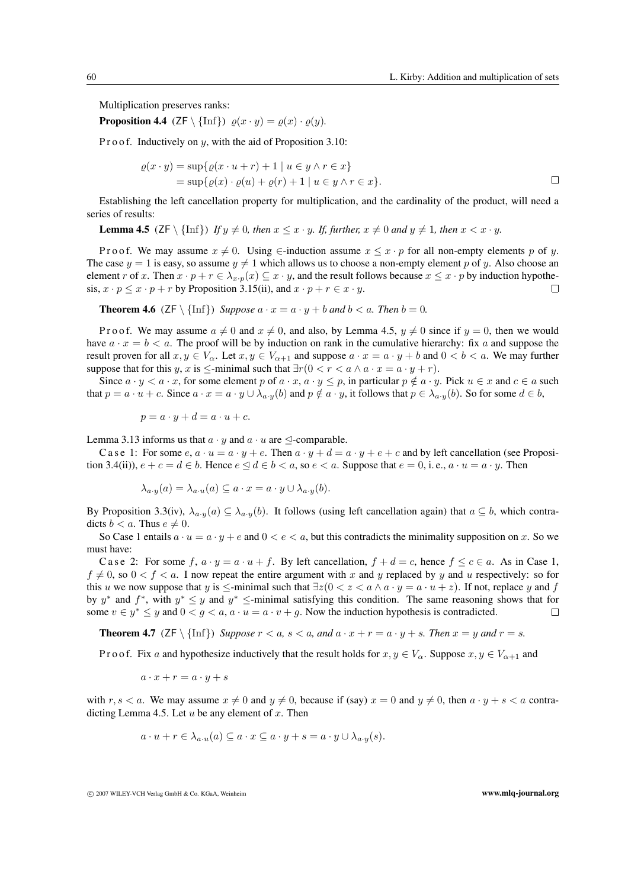Multiplication preserves ranks:

**Proposition 4.4** ($\mathsf{ZF} \setminus \{\mathrm{Inf}\}$) $\varrho(x \cdot y) = \varrho(x) \cdot \varrho(y)$.

Proof. Inductively on $y$, with the aid of Proposition 3.10:

$$\begin{aligned}\varrho(x \cdot y) &= \sup\{\varrho(x \cdot u + r) + 1 \mid u \in y \wedge r \in x\} \\ &= \sup\{\varrho(x) \cdot \varrho(u) + \varrho(r) + 1 \mid u \in y \wedge r \in x\}.\end{aligned}$$

□

Establishing the left cancellation property for multiplication, and the cardinality of the product, will need a series of results:

**Lemma 4.5** ($\mathsf{ZF} \setminus \{\mathrm{Inf}\}$) *If $y \neq 0$, then $x \leq x \cdot y$. If, further, $x \neq 0$ and $y \neq 1$, then $x < x \cdot y$.*

Proof. We may assume $x \neq 0$. Using $\in$-induction assume $x \leq x \cdot p$ for all non-empty elements $p$ of $y$. The case $y = 1$ is easy, so assume $y \neq 1$ which allows us to choose a non-empty element $p$ of $y$. Also choose an element $r$ of $x$. Then $x \cdot p + r \in \lambda_{x \cdot p}(x) \subseteq x \cdot y$, and the result follows because $x \leq x \cdot p$ by induction hypothesis, $x \cdot p \leq x \cdot p + r$ by Proposition 3.15(ii), and $x \cdot p + r \in x \cdot y$. □

**Theorem 4.6** ($\mathsf{ZF} \setminus \{\mathrm{Inf}\}$) *Suppose $a \cdot x = a \cdot y + b$ and $b < a$. Then $b = 0$.*

Proof. We may assume $a \neq 0$ and $x \neq 0$, and also, by Lemma 4.5, $y \neq 0$ since if $y = 0$, then we would have $a \cdot x = b < a$. The proof will be by induction on rank in the cumulative hierarchy: fix $a$ and suppose the result proven for all $x, y \in V_\alpha$. Let $x, y \in V_{\alpha+1}$ and suppose $a \cdot x = a \cdot y + b$ and $0 < b < a$. We may further suppose that for this $y$, $x$ is $\leq$-minimal such that $\exists r(0 < r < a \wedge a \cdot x = a \cdot y + r)$.

Since $a \cdot y < a \cdot x$, for some element $p$ of $a \cdot x$, $a \cdot y \leq p$, in particular $p \notin a \cdot y$. Pick $u \in x$ and $c \in a$ such that $p = a \cdot u + c$. Since $a \cdot x = a \cdot y \cup \lambda_{a \cdot y}(b)$ and $p \notin a \cdot y$, it follows that $p \in \lambda_{a \cdot y}(b)$. So for some $d \in b$,

$$p = a \cdot y + d = a \cdot u + c.$$

Lemma 3.13 informs us that $a \cdot y$ and $a \cdot u$ are $\trianglelefteq$-comparable.

Case 1: For some $e$, $a \cdot u = a \cdot y + e$. Then $a \cdot y + d = a \cdot y + e + c$ and by left cancellation (see Proposition 3.4(ii)), $e + c = d \in b$. Hence $e \trianglelefteq d \in b < a$, so $e < a$. Suppose that $e = 0$, i. e., $a \cdot u = a \cdot y$. Then

$$\lambda_{a \cdot y}(a) = \lambda_{a \cdot u}(a) \subseteq a \cdot x = a \cdot y \cup \lambda_{a \cdot y}(b).$$

By Proposition 3.3(iv), $\lambda_{a \cdot y}(a) \subseteq \lambda_{a \cdot y}(b)$. It follows (using left cancellation again) that $a \subseteq b$, which contradicts $b < a$. Thus $e \neq 0$.

So Case 1 entails $a \cdot u = a \cdot y + e$ and $0 < e < a$, but this contradicts the minimality supposition on $x$. So we must have:

Case 2: For some $f$, $a \cdot y = a \cdot u + f$. By left cancellation, $f + d = c$, hence $f \leq c \in a$. As in Case 1, $f \neq 0$, so $0 < f < a$. I now repeat the entire argument with $x$ and $y$ replaced by $y$ and $u$ respectively: so for this $u$ we now suppose that $y$ is $\leq$-minimal such that $\exists z(0 < z < a \wedge a \cdot y = a \cdot u + z)$. If not, replace $y$ and $f$ by $y^*$ and $f^*$, with $y^* \leq y$ and $y^*$ $\leq$-minimal satisfying this condition. The same reasoning shows that for some $v \in y^* \leq y$ and $0 < g < a$, $a \cdot u = a \cdot v + g$. Now the induction hypothesis is contradicted. □

**Theorem 4.7** ($\mathsf{ZF} \setminus \{\mathrm{Inf}\}$) *Suppose $r < a$, $s < a$, and $a \cdot x + r = a \cdot y + s$. Then $x = y$ and $r = s$.*

Proof. Fix $a$ and hypothesize inductively that the result holds for $x, y \in V_\alpha$. Suppose $x, y \in V_{\alpha+1}$ and

$$a \cdot x + r = a \cdot y + s$$

with $r, s < a$. We may assume $x \neq 0$ and $y \neq 0$, because if (say) $x = 0$ and $y \neq 0$, then $a \cdot y + s < a$ contradicting Lemma 4.5. Let $u$ be any element of $x$. Then

$$a \cdot u + r \in \lambda_{a \cdot u}(a) \subseteq a \cdot x \subseteq a \cdot y + s = a \cdot y \cup \lambda_{a \cdot y}(s).$$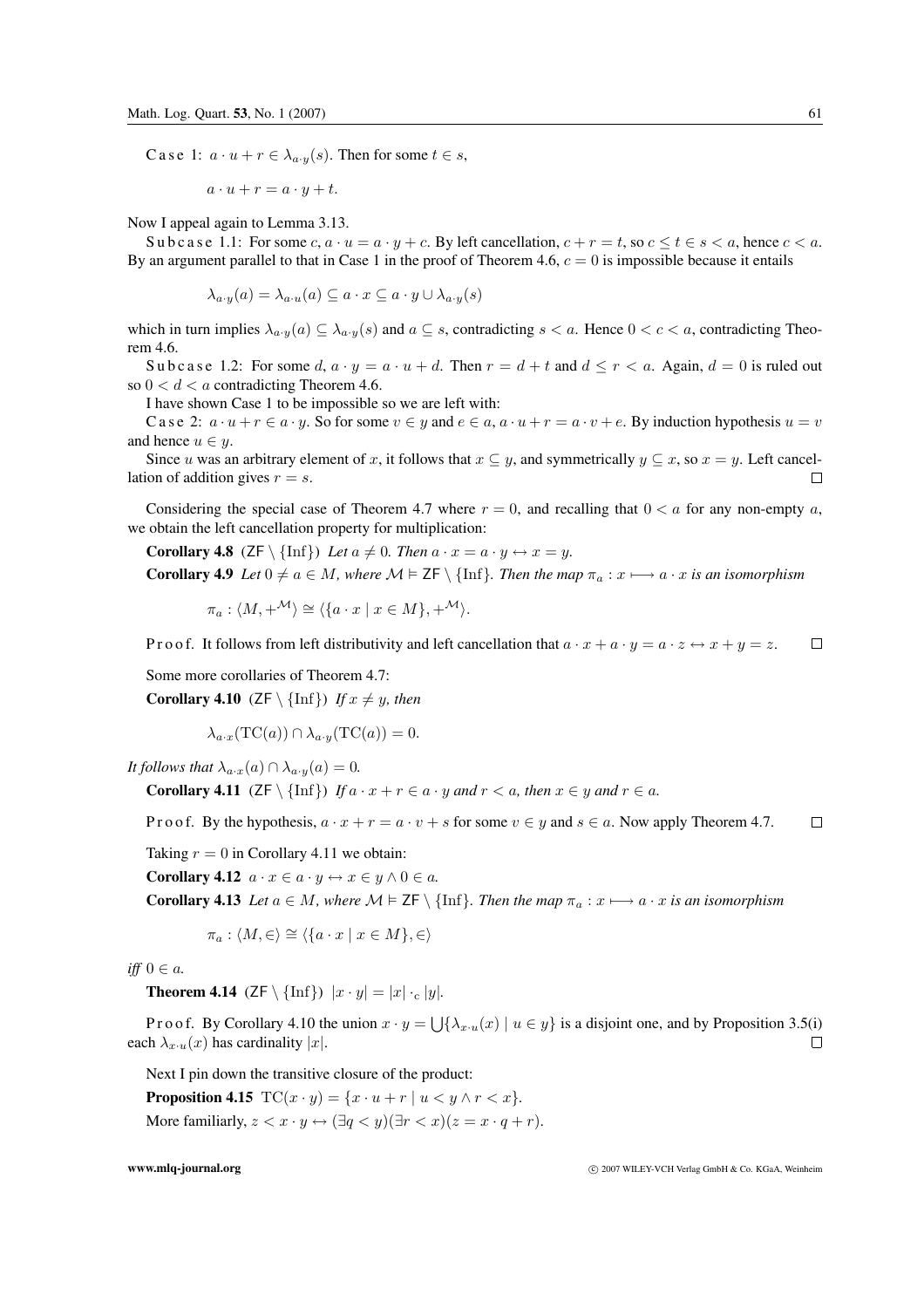Case 1: $a \cdot u + r \in \lambda_{a \cdot y}(s)$. Then for some $t \in s$,

$$a \cdot u + r = a \cdot y + t.$$

Now I appeal again to Lemma 3.13.

Subcase 1.1: For some $c$, $a \cdot u = a \cdot y + c$. By left cancellation, $c + r = t$, so $c \le t \in s < a$, hence $c < a$. By an argument parallel to that in Case 1 in the proof of Theorem 4.6, $c = 0$ is impossible because it entails

$$\lambda_{a \cdot y}(a) = \lambda_{a \cdot u}(a) \subseteq a \cdot x \subseteq a \cdot y \cup \lambda_{a \cdot y}(s)$$

which in turn implies $\lambda_{a \cdot y}(a) \subseteq \lambda_{a \cdot y}(s)$ and $a \subseteq s$, contradicting $s < a$. Hence $0 < c < a$, contradicting Theorem 4.6.

Subcase 1.2: For some $d$, $a \cdot y = a \cdot u + d$. Then $r = d + t$ and $d \le r < a$. Again, $d = 0$ is ruled out so $0 < d < a$ contradicting Theorem 4.6.

I have shown Case 1 to be impossible so we are left with:

Case 2: $a \cdot u + r \in a \cdot y$. So for some $v \in y$ and $e \in a$, $a \cdot u + r = a \cdot v + e$. By induction hypothesis $u = v$ and hence $u \in y$.

Since $u$ was an arbitrary element of $x$, it follows that $x \subseteq y$, and symmetrically $y \subseteq x$, so $x = y$. Left cancellation of addition gives $r = s$. □

Considering the special case of Theorem 4.7 where $r = 0$, and recalling that $0 < a$ for any non-empty $a$, we obtain the left cancellation property for multiplication:

**Corollary 4.8** ($\mathsf{ZF} \setminus \{\mathrm{Inf}\}$) *Let $a \neq 0$. Then $a \cdot x = a \cdot y \leftrightarrow x = y$.*

**Corollary 4.9** *Let $0 \neq a \in M$, where $\mathcal{M} \models \mathsf{ZF} \setminus \{\mathrm{Inf}\}$. Then the map $\pi_a : x \longmapsto a \cdot x$ is an isomorphism*

$$\pi_a : \langle M, +^{\mathcal{M}} \rangle \cong \langle \{a \cdot x \mid x \in M\}, +^{\mathcal{M}} \rangle.$$

Proof. It follows from left distributivity and left cancellation that $a \cdot x + a \cdot y = a \cdot z \leftrightarrow x + y = z$. □

Some more corollaries of Theorem 4.7:

**Corollary 4.10** ($\mathsf{ZF} \setminus \{\mathrm{Inf}\}$) *If $x \neq y$, then*

$$\lambda_{a \cdot x}(\mathrm{TC}(a)) \cap \lambda_{a \cdot y}(\mathrm{TC}(a)) = 0.$$

*It follows that $\lambda_{a \cdot x}(a) \cap \lambda_{a \cdot y}(a) = 0$.*

**Corollary 4.11** ($\mathsf{ZF} \setminus \{\mathrm{Inf}\}$) *If $a \cdot x + r \in a \cdot y$ and $r < a$, then $x \in y$ and $r \in a$.*

Proof. By the hypothesis, $a \cdot x + r = a \cdot v + s$ for some $v \in y$ and $s \in a$. Now apply Theorem 4.7. □

Taking $r = 0$ in Corollary 4.11 we obtain:

**Corollary 4.12** $a \cdot x \in a \cdot y \leftrightarrow x \in y \wedge 0 \in a$.

**Corollary 4.13** *Let $a \in M$, where $\mathcal{M} \models \mathsf{ZF} \setminus \{\mathrm{Inf}\}$. Then the map $\pi_a : x \longmapsto a \cdot x$ is an isomorphism*

$$\pi_a : \langle M, \in \rangle \cong \langle \{a \cdot x \mid x \in M\}, \in \rangle$$

*iff $0 \in a$.*

**Theorem 4.14** ($\mathsf{ZF} \setminus \{\mathrm{Inf}\}$) $|x \cdot y| = |x| \cdot_{\mathrm{c}} |y|$.

Proof. By Corollary 4.10 the union $x \cdot y = \bigcup\{\lambda_{x \cdot u}(x) \mid u \in y\}$ is a disjoint one, and by Proposition 3.5(i) each $\lambda_{x \cdot u}(x)$ has cardinality $|x|$. □

Next I pin down the transitive closure of the product:

**Proposition 4.15** $\mathrm{TC}(x \cdot y) = \{x \cdot u + r \mid u < y \wedge r < x\}$.

More familiarly, $z < x \cdot y \leftrightarrow (\exists q < y)(\exists r < x)(z = x \cdot q + r)$.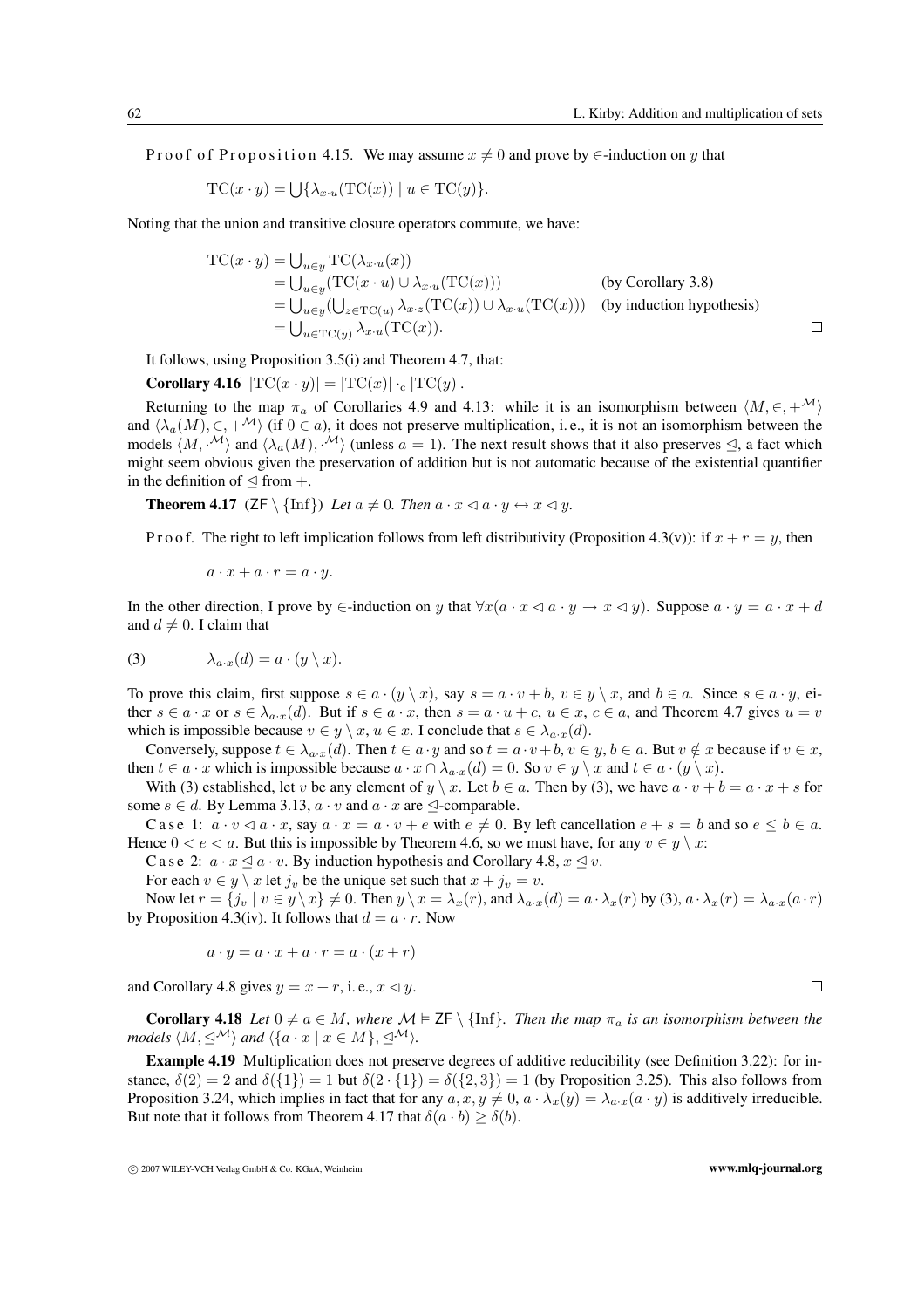*Proof of Proposition 4.15.* We may assume $x \neq 0$ and prove by $\in$-induction on $y$ that

$$\mathrm{TC}(x \cdot y) = \bigcup\{\lambda_{x \cdot u}(\mathrm{TC}(x)) \mid u \in \mathrm{TC}(y)\}.$$

Noting that the union and transitive closure operators commute, we have:

$$\begin{aligned}
\mathrm{TC}(x \cdot y) &= \textstyle\bigcup_{u \in y} \mathrm{TC}(\lambda_{x \cdot u}(x)) \\
&= \textstyle\bigcup_{u \in y} (\mathrm{TC}(x \cdot u) \cup \lambda_{x \cdot u}(\mathrm{TC}(x))) && \text{(by Corollary 3.8)} \\
&= \textstyle\bigcup_{u \in y} (\bigcup_{z \in \mathrm{TC}(u)} \lambda_{x \cdot z}(\mathrm{TC}(x)) \cup \lambda_{x \cdot u}(\mathrm{TC}(x))) && \text{(by induction hypothesis)} \\
&= \textstyle\bigcup_{u \in \mathrm{TC}(y)} \lambda_{x \cdot u}(\mathrm{TC}(x)).
\end{aligned}$$

□

It follows, using Proposition 3.5(i) and Theorem 4.7, that:

**Corollary 4.16** $|\mathrm{TC}(x \cdot y)| = |\mathrm{TC}(x)| \cdot_{\mathrm{c}} |\mathrm{TC}(y)|$.

Returning to the map $\pi_a$ of Corollaries 4.9 and 4.13: while it is an isomorphism between $\langle M, \in, +^{\mathcal{M}} \rangle$ and $\langle \lambda_a(M), \in, +^{\mathcal{M}} \rangle$ (if $0 \in a$), it does not preserve multiplication, i. e., it is not an isomorphism between the models $\langle M, \cdot^{\mathcal{M}} \rangle$ and $\langle \lambda_a(M), \cdot^{\mathcal{M}} \rangle$ (unless $a = 1$). The next result shows that it also preserves $\trianglelefteq$, a fact which might seem obvious given the preservation of addition but is not automatic because of the existential quantifier in the definition of $\trianglelefteq$ from $+$.

**Theorem 4.17** (ZF $\setminus$ {Inf}) *Let $a \neq 0$. Then $a \cdot x \lhd a \cdot y \leftrightarrow x \lhd y$.*

*Proof.* The right to left implication follows from left distributivity (Proposition 4.3(v)): if $x + r = y$, then

$$a \cdot x + a \cdot r = a \cdot y.$$

In the other direction, I prove by $\in$-induction on $y$ that $\forall x (a \cdot x \lhd a \cdot y \rightarrow x \lhd y)$. Suppose $a \cdot y = a \cdot x + d$ and $d \neq 0$. I claim that

$$(3) \qquad \lambda_{a \cdot x}(d) = a \cdot (y \setminus x).$$

To prove this claim, first suppose $s \in a \cdot (y \setminus x)$, say $s = a \cdot v + b$, $v \in y \setminus x$, and $b \in a$. Since $s \in a \cdot y$, either $s \in a \cdot x$ or $s \in \lambda_{a \cdot x}(d)$. But if $s \in a \cdot x$, then $s = a \cdot u + c$, $u \in x$, $c \in a$, and Theorem 4.7 gives $u = v$ which is impossible because $v \in y \setminus x$, $u \in x$. I conclude that $s \in \lambda_{a \cdot x}(d)$.

Conversely, suppose $t \in \lambda_{a \cdot x}(d)$. Then $t \in a \cdot y$ and so $t = a \cdot v + b$, $v \in y$, $b \in a$. But $v \notin x$ because if $v \in x$, then $t \in a \cdot x$ which is impossible because $a \cdot x \cap \lambda_{a \cdot x}(d) = 0$. So $v \in y \setminus x$ and $t \in a \cdot (y \setminus x)$.

With (3) established, let $v$ be any element of $y \setminus x$. Let $b \in a$. Then by (3), we have $a \cdot v + b = a \cdot x + s$ for some $s \in d$. By Lemma 3.13, $a \cdot v$ and $a \cdot x$ are $\trianglelefteq$-comparable.

Case 1: $a \cdot v \lhd a \cdot x$, say $a \cdot x = a \cdot v + e$ with $e \neq 0$. By left cancellation $e + s = b$ and so $e \leq b \in a$. Hence $0 < e < a$. But this is impossible by Theorem 4.6, so we must have, for any $v \in y \setminus x$:

Case 2: $a \cdot x \trianglelefteq a \cdot v$. By induction hypothesis and Corollary 4.8, $x \trianglelefteq v$.

For each $v \in y \setminus x$ let $j_v$ be the unique set such that $x + j_v = v$.

Now let $r = \{j_v \mid v \in y \setminus x\} \neq 0$. Then $y \setminus x = \lambda_x(r)$, and $\lambda_{a \cdot x}(d) = a \cdot \lambda_x(r)$ by (3), $a \cdot \lambda_x(r) = \lambda_{a \cdot x}(a \cdot r)$ by Proposition 4.3(iv). It follows that $d = a \cdot r$. Now

$$a \cdot y = a \cdot x + a \cdot r = a \cdot (x + r)$$

and Corollary 4.8 gives $y = x + r$, i. e., $x \lhd y$. □

**Corollary 4.18** *Let $0 \neq a \in M$, where $\mathcal{M} \vDash$ ZF $\setminus$ {Inf}. Then the map $\pi_a$ is an isomorphism between the models $\langle M, \trianglelefteq^{\mathcal{M}} \rangle$ and $\langle \{a \cdot x \mid x \in M\}, \trianglelefteq^{\mathcal{M}} \rangle$.*

**Example 4.19** Multiplication does not preserve degrees of additive reducibility (see Definition 3.22): for instance, $\delta(2) = 2$ and $\delta(\{1\}) = 1$ but $\delta(2 \cdot \{1\}) = \delta(\{2, 3\}) = 1$ (by Proposition 3.25). This also follows from Proposition 3.24, which implies in fact that for any $a, x, y \neq 0$, $a \cdot \lambda_x(y) = \lambda_{a \cdot x}(a \cdot y)$ is additively irreducible. But note that it follows from Theorem 4.17 that $\delta(a \cdot b) \geq \delta(b)$.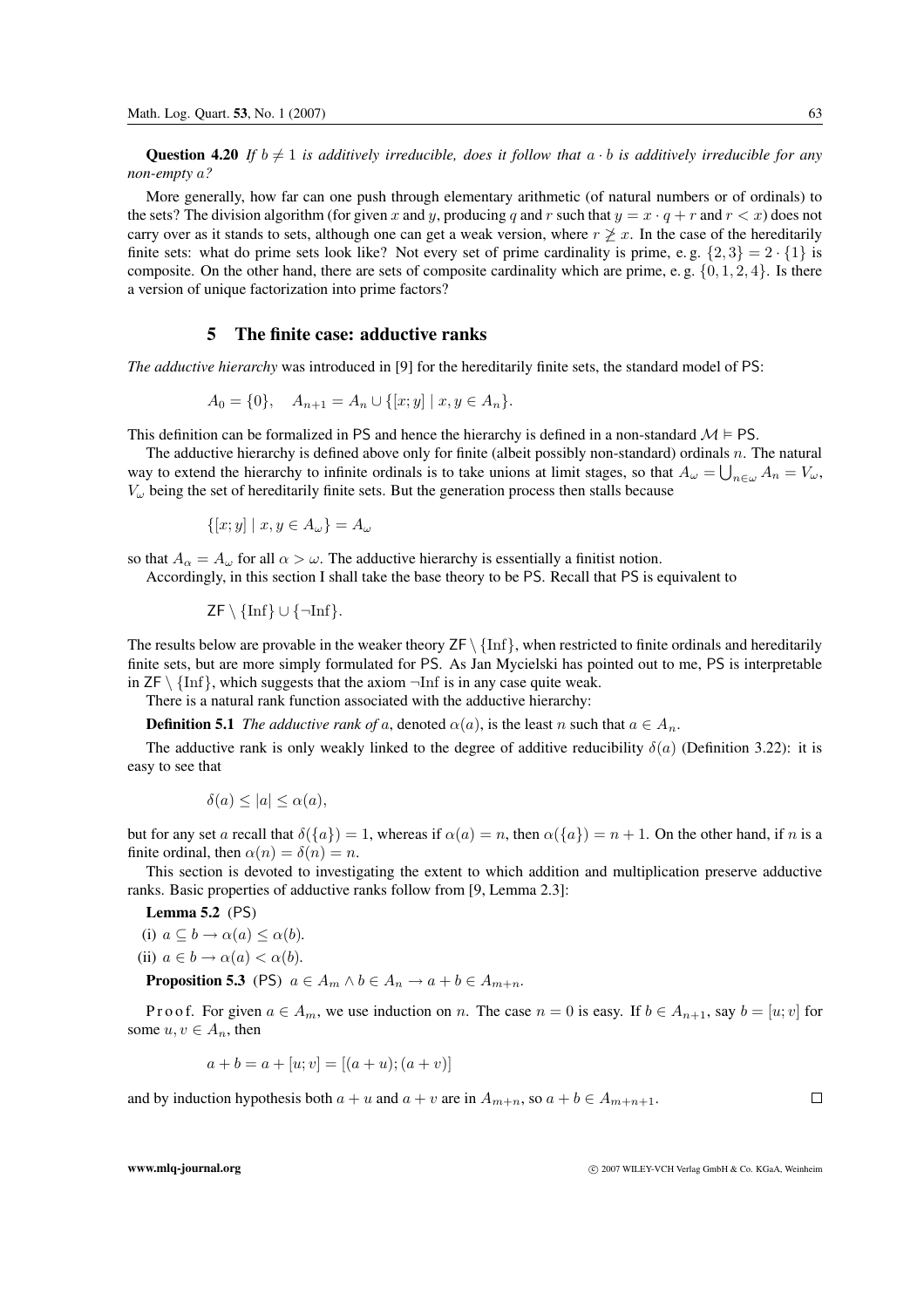**Question 4.20** *If $b \neq 1$ is additively irreducible, does it follow that $a \cdot b$ is additively irreducible for any non-empty $a$?*

More generally, how far can one push through elementary arithmetic (of natural numbers or of ordinals) to the sets? The division algorithm (for given $x$ and $y$, producing $q$ and $r$ such that $y = x \cdot q + r$ and $r < x$) does not carry over as it stands to sets, although one can get a weak version, where $r \not\geq x$. In the case of the hereditarily finite sets: what do prime sets look like? Not every set of prime cardinality is prime, e. g. $\{2, 3\} = 2 \cdot \{1\}$ is composite. On the other hand, there are sets of composite cardinality which are prime, e. g. $\{0, 1, 2, 4\}$. Is there a version of unique factorization into prime factors?

## 5 The finite case: adductive ranks

*The adductive hierarchy* was introduced in [9] for the hereditarily finite sets, the standard model of PS:

$$A_0 = \{0\}, \quad A_{n+1} = A_n \cup \{[x; y] \mid x, y \in A_n\}.$$

This definition can be formalized in PS and hence the hierarchy is defined in a non-standard $\mathcal{M} \models \mathsf{PS}$.

The adductive hierarchy is defined above only for finite (albeit possibly non-standard) ordinals $n$. The natural way to extend the hierarchy to infinite ordinals is to take unions at limit stages, so that $A_\omega = \bigcup_{n \in \omega} A_n = V_\omega$, $V_\omega$ being the set of hereditarily finite sets. But the generation process then stalls because

$$\{[x; y] \mid x, y \in A_\omega\} = A_\omega$$

so that $A_\alpha = A_\omega$ for all $\alpha > \omega$. The adductive hierarchy is essentially a finitist notion.

Accordingly, in this section I shall take the base theory to be PS. Recall that PS is equivalent to

$$\mathsf{ZF} \setminus \{\mathrm{Inf}\} \cup \{\neg\mathrm{Inf}\}.$$

The results below are provable in the weaker theory $\mathsf{ZF} \setminus \{\mathrm{Inf}\}$, when restricted to finite ordinals and hereditarily finite sets, but are more simply formulated for PS. As Jan Mycielski has pointed out to me, PS is interpretable in $\mathsf{ZF} \setminus \{\mathrm{Inf}\}$, which suggests that the axiom $\neg\mathrm{Inf}$ is in any case quite weak.

There is a natural rank function associated with the adductive hierarchy:

**Definition 5.1** *The adductive rank of $a$, denoted $\alpha(a)$, is the least $n$ such that $a \in A_n$.*

The adductive rank is only weakly linked to the degree of additive reducibility $\delta(a)$ (Definition 3.22): it is easy to see that

$$\delta(a) \leq |a| \leq \alpha(a),$$

but for any set $a$ recall that $\delta(\{a\}) = 1$, whereas if $\alpha(a) = n$, then $\alpha(\{a\}) = n + 1$. On the other hand, if $n$ is a finite ordinal, then $\alpha(n) = \delta(n) = n$.

This section is devoted to investigating the extent to which addition and multiplication preserve adductive ranks. Basic properties of adductive ranks follow from [9, Lemma 2.3]:

**Lemma 5.2** (PS)

(i) $a \subseteq b \rightarrow \alpha(a) \leq \alpha(b)$.

(ii) $a \in b \rightarrow \alpha(a) < \alpha(b)$.

**Proposition 5.3** (PS) $a \in A_m \wedge b \in A_n \rightarrow a + b \in A_{m+n}$.

*Proof.* For given $a \in A_m$, we use induction on $n$. The case $n = 0$ is easy. If $b \in A_{n+1}$, say $b = [u; v]$ for some $u, v \in A_n$, then

$$a + b = a + [u; v] = [(a + u); (a + v)]$$

and by induction hypothesis both $a + u$ and $a + v$ are in $A_{m+n}$, so $a + b \in A_{m+n+1}$. $\square$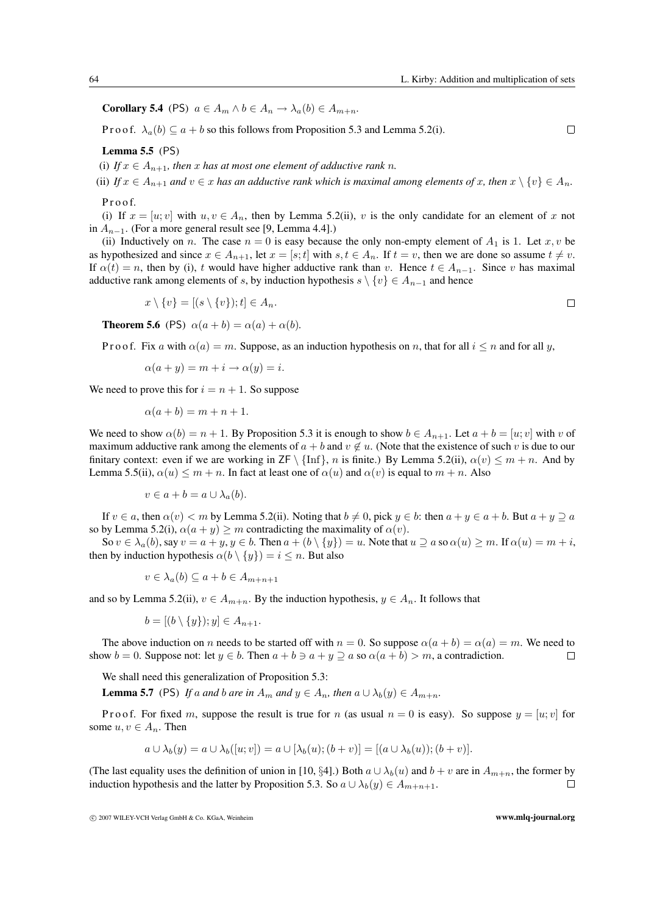**Corollary 5.4** (PS) $a \in A_m \wedge b \in A_n \to \lambda_a(b) \in A_{m+n}$.

Proof. $\lambda_a(b) \subseteq a + b$ so this follows from Proposition 5.3 and Lemma 5.2(i). $\square$

**Lemma 5.5** (PS)

(i) *If $x \in A_{n+1}$, then $x$ has at most one element of adductive rank $n$.*

(ii) *If $x \in A_{n+1}$ and $v \in x$ has an adductive rank which is maximal among elements of $x$, then $x \setminus \{v\} \in A_n$.*

Proof.

(i) If $x = [u; v]$ with $u, v \in A_n$, then by Lemma 5.2(ii), $v$ is the only candidate for an element of $x$ not in $A_{n-1}$. (For a more general result see [9, Lemma 4.4].)

(ii) Inductively on $n$. The case $n = 0$ is easy because the only non-empty element of $A_1$ is 1. Let $x, v$ be as hypothesized and since $x \in A_{n+1}$, let $x = [s; t]$ with $s, t \in A_n$. If $t = v$, then we are done so assume $t \neq v$. If $\alpha(t) = n$, then by (i), $t$ would have higher adductive rank than $v$. Hence $t \in A_{n-1}$. Since $v$ has maximal adductive rank among elements of $s$, by induction hypothesis $s \setminus \{v\} \in A_{n-1}$ and hence

$$x \setminus \{v\} = [(s \setminus \{v\}); t] \in A_n. \qquad \square$$

**Theorem 5.6** (PS) $\alpha(a + b) = \alpha(a) + \alpha(b)$.

Proof. Fix $a$ with $\alpha(a) = m$. Suppose, as an induction hypothesis on $n$, that for all $i \leq n$ and for all $y$,

$$\alpha(a + y) = m + i \to \alpha(y) = i.$$

We need to prove this for $i = n + 1$. So suppose

$$\alpha(a + b) = m + n + 1.$$

We need to show $\alpha(b) = n + 1$. By Proposition 5.3 it is enough to show $b \in A_{n+1}$. Let $a + b = [u; v]$ with $v$ of maximum adductive rank among the elements of $a + b$ and $v \notin u$. (Note that the existence of such $v$ is due to our finitary context: even if we are working in $\mathsf{ZF} \setminus \{\mathrm{Inf}\}$, $n$ is finite.) By Lemma 5.2(ii), $\alpha(v) \leq m + n$. And by Lemma 5.5(ii), $\alpha(u) \leq m + n$. In fact at least one of $\alpha(u)$ and $\alpha(v)$ is equal to $m + n$. Also

$$v \in a + b = a \cup \lambda_a(b).$$

If $v \in a$, then $\alpha(v) < m$ by Lemma 5.2(ii). Noting that $b \neq 0$, pick $y \in b$: then $a + y \in a + b$. But $a + y \supseteq a$ so by Lemma 5.2(i), $\alpha(a + y) \geq m$ contradicting the maximality of $\alpha(v)$.

So $v \in \lambda_a(b)$, say $v = a + y, y \in b$. Then $a + (b \setminus \{y\}) = u$. Note that $u \supseteq a$ so $\alpha(u) \geq m$. If $\alpha(u) = m + i$, then by induction hypothesis $\alpha(b \setminus \{y\}) = i \leq n$. But also

$$v \in \lambda_a(b) \subseteq a + b \in A_{m+n+1}$$

and so by Lemma 5.2(ii), $v \in A_{m+n}$. By the induction hypothesis, $y \in A_n$. It follows that

$$b = [(b \setminus \{y\}); y] \in A_{n+1}.$$

The above induction on $n$ needs to be started off with $n = 0$. So suppose $\alpha(a + b) = \alpha(a) = m$. We need to show $b = 0$. Suppose not: let $y \in b$. Then $a + b \ni a + y \supseteq a$ so $\alpha(a + b) > m$, a contradiction. $\square$

We shall need this generalization of Proposition 5.3:

**Lemma 5.7** (PS) *If $a$ and $b$ are in $A_m$ and $y \in A_n$, then $a \cup \lambda_b(y) \in A_{m+n}$.*

Proof. For fixed $m$, suppose the result is true for $n$ (as usual $n = 0$ is easy). So suppose $y = [u; v]$ for some $u, v \in A_n$. Then

$$a \cup \lambda_b(y) = a \cup \lambda_b([u; v]) = a \cup [\lambda_b(u); (b + v)] = [(a \cup \lambda_b(u)); (b + v)].$$

(The last equality uses the definition of union in [10, §4].) Both $a \cup \lambda_b(u)$ and $b + v$ are in $A_{m+n}$, the former by induction hypothesis and the latter by Proposition 5.3. So $a \cup \lambda_b(y) \in A_{m+n+1}$. $\square$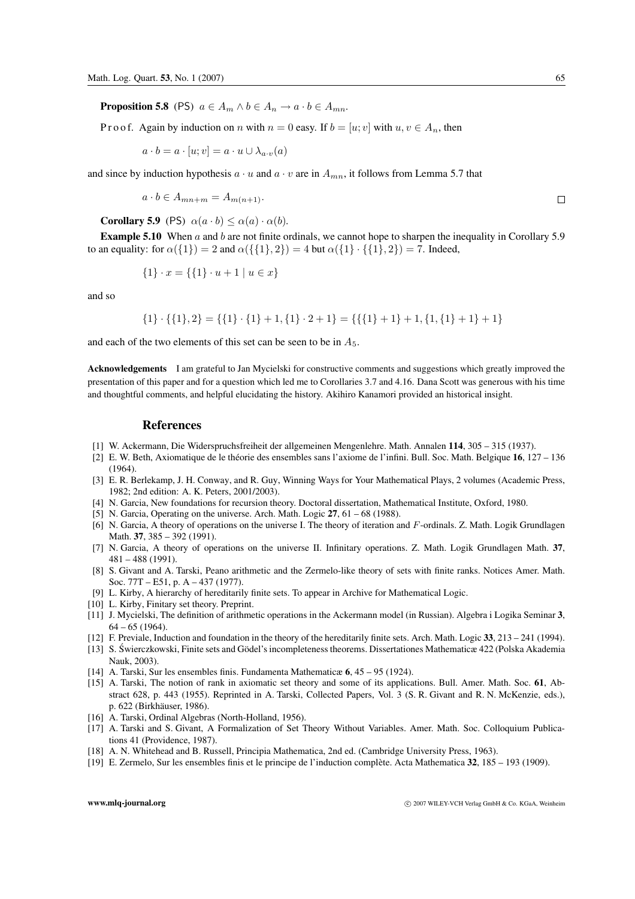**Proposition 5.8** (PS) $a \in A_m \wedge b \in A_n \rightarrow a \cdot b \in A_{mn}$.

Proof. Again by induction on $n$ with $n = 0$ easy. If $b = [u; v]$ with $u, v \in A_n$, then

$$a \cdot b = a \cdot [u; v] = a \cdot u \cup \lambda_{a \cdot v}(a)$$

and since by induction hypothesis $a \cdot u$ and $a \cdot v$ are in $A_{mn}$, it follows from Lemma 5.7 that

$$a \cdot b \in A_{mn+m} = A_{m(n+1)}.$$

□

**Corollary 5.9** (PS) $\alpha(a \cdot b) \leq \alpha(a) \cdot \alpha(b)$.

**Example 5.10** When $a$ and $b$ are not finite ordinals, we cannot hope to sharpen the inequality in Corollary 5.9 to an equality: for $\alpha(\{1\}) = 2$ and $\alpha(\{\{1\}, 2\}) = 4$ but $\alpha(\{1\} \cdot \{\{1\}, 2\}) = 7$. Indeed,

$$\{1\} \cdot x = \{\{1\} \cdot u + 1 \mid u \in x\}$$

and so

$$\{1\} \cdot \{\{1\}, 2\} = \{\{1\} \cdot \{1\} + 1, \{1\} \cdot 2 + 1\} = \{\{\{1\} + 1\} + 1, \{1, \{1\} + 1\} + 1\}$$

and each of the two elements of this set can be seen to be in $A_5$.

**Acknowledgements** I am grateful to Jan Mycielski for constructive comments and suggestions which greatly improved the presentation of this paper and for a question which led me to Corollaries 3.7 and 4.16. Dana Scott was generous with his time and thoughtful comments, and helpful elucidating the history. Akihiro Kanamori provided an historical insight.

## References

[1] W. Ackermann, Die Widerspruchsfreiheit der allgemeinen Mengenlehre. Math. Annalen **114**, 305 – 315 (1937).

[2] E. W. Beth, Axiomatique de le théorie des ensembles sans l'axiome de l'infini. Bull. Soc. Math. Belgique **16**, 127 – 136 (1964).

[3] E. R. Berlekamp, J. H. Conway, and R. Guy, Winning Ways for Your Mathematical Plays, 2 volumes (Academic Press, 1982; 2nd edition: A. K. Peters, 2001/2003).

[4] N. Garcia, New foundations for recursion theory. Doctoral dissertation, Mathematical Institute, Oxford, 1980.

[5] N. Garcia, Operating on the universe. Arch. Math. Logic **27**, 61 – 68 (1988).

[6] N. Garcia, A theory of operations on the universe I. The theory of iteration and $F$-ordinals. Z. Math. Logik Grundlagen Math. **37**, 385 – 392 (1991).

[7] N. Garcia, A theory of operations on the universe II. Infinitary operations. Z. Math. Logik Grundlagen Math. **37**, 481 – 488 (1991).

[8] S. Givant and A. Tarski, Peano arithmetic and the Zermelo-like theory of sets with finite ranks. Notices Amer. Math. Soc. 77T – E51, p. A – 437 (1977).

[9] L. Kirby, A hierarchy of hereditarily finite sets. To appear in Archive for Mathematical Logic.

[10] L. Kirby, Finitary set theory. Preprint.

[11] J. Mycielski, The definition of arithmetic operations in the Ackermann model (in Russian). Algebra i Logika Seminar **3**, 64 – 65 (1964).

[12] F. Previale, Induction and foundation in the theory of the hereditarily finite sets. Arch. Math. Logic **33**, 213 – 241 (1994).

[13] S. Świerczkowski, Finite sets and Gödel's incompleteness theorems. Dissertationes Mathematicæ 422 (Polska Akademia Nauk, 2003).

[14] A. Tarski, Sur les ensembles finis. Fundamenta Mathematicæ **6**, 45 – 95 (1924).

[15] A. Tarski, The notion of rank in axiomatic set theory and some of its applications. Bull. Amer. Math. Soc. **61**, Abstract 628, p. 443 (1955). Reprinted in A. Tarski, Collected Papers, Vol. 3 (S. R. Givant and R. N. McKenzie, eds.), p. 622 (Birkhäuser, 1986).

[16] A. Tarski, Ordinal Algebras (North-Holland, 1956).

[17] A. Tarski and S. Givant, A Formalization of Set Theory Without Variables. Amer. Math. Soc. Colloquium Publications 41 (Providence, 1987).

[18] A. N. Whitehead and B. Russell, Principia Mathematica, 2nd ed. (Cambridge University Press, 1963).

[19] E. Zermelo, Sur les ensembles finis et le principe de l'induction complète. Acta Mathematica **32**, 185 – 193 (1909).